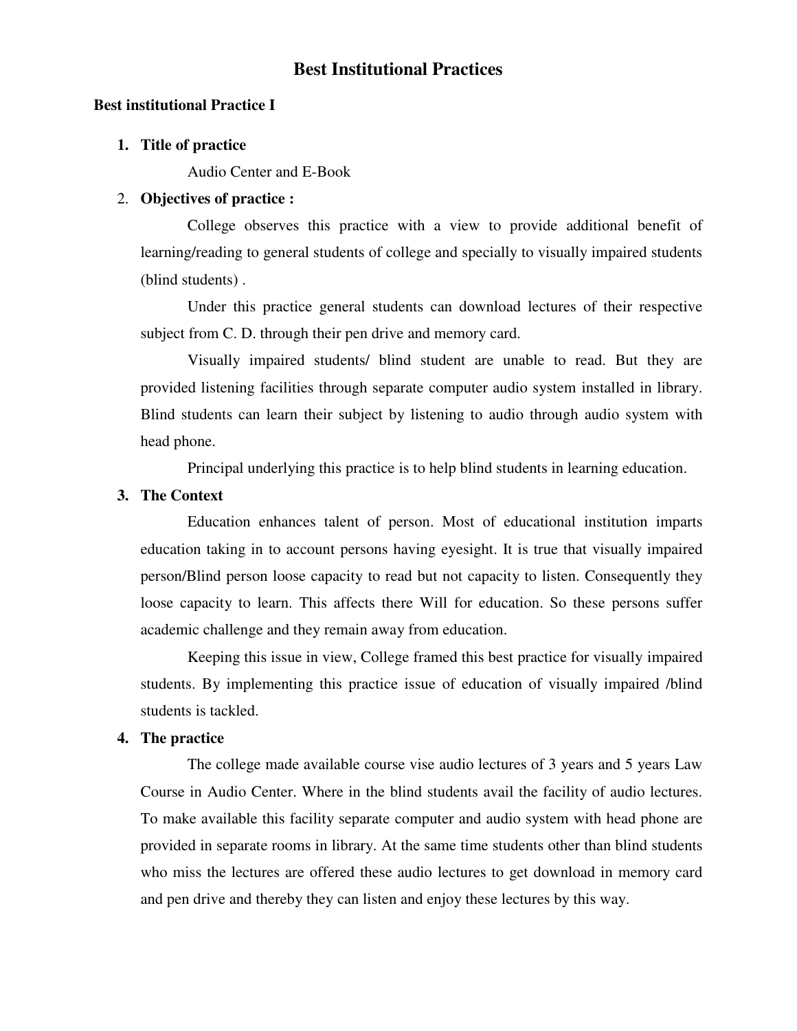# Best Institutional Practices

## Best institutional Practice I

1. **Title of practice**

   Audio Center and E-Book

2. **Objectives of practice :**

   College observes this practice with a view to provide additional benefit of learning/reading to general students of college and specially to visually impaired students (blind students) .

   Under this practice general students can download lectures of their respective subject from C. D. through their pen drive and memory card.

   Visually impaired students/ blind student are unable to read. But they are provided listening facilities through separate computer audio system installed in library. Blind students can learn their subject by listening to audio through audio system with head phone.

   Principal underlying this practice is to help blind students in learning education.

3. **The Context**

   Education enhances talent of person. Most of educational institution imparts education taking in to account persons having eyesight. It is true that visually impaired person/Blind person loose capacity to read but not capacity to listen. Consequently they loose capacity to learn. This affects there Will for education. So these persons suffer academic challenge and they remain away from education.

   Keeping this issue in view, College framed this best practice for visually impaired students. By implementing this practice issue of education of visually impaired /blind students is tackled.

4. **The practice**

   The college made available course vise audio lectures of 3 years and 5 years Law Course in Audio Center. Where in the blind students avail the facility of audio lectures. To make available this facility separate computer and audio system with head phone are provided in separate rooms in library. At the same time students other than blind students who miss the lectures are offered these audio lectures to get download in memory card and pen drive and thereby they can listen and enjoy these lectures by this way.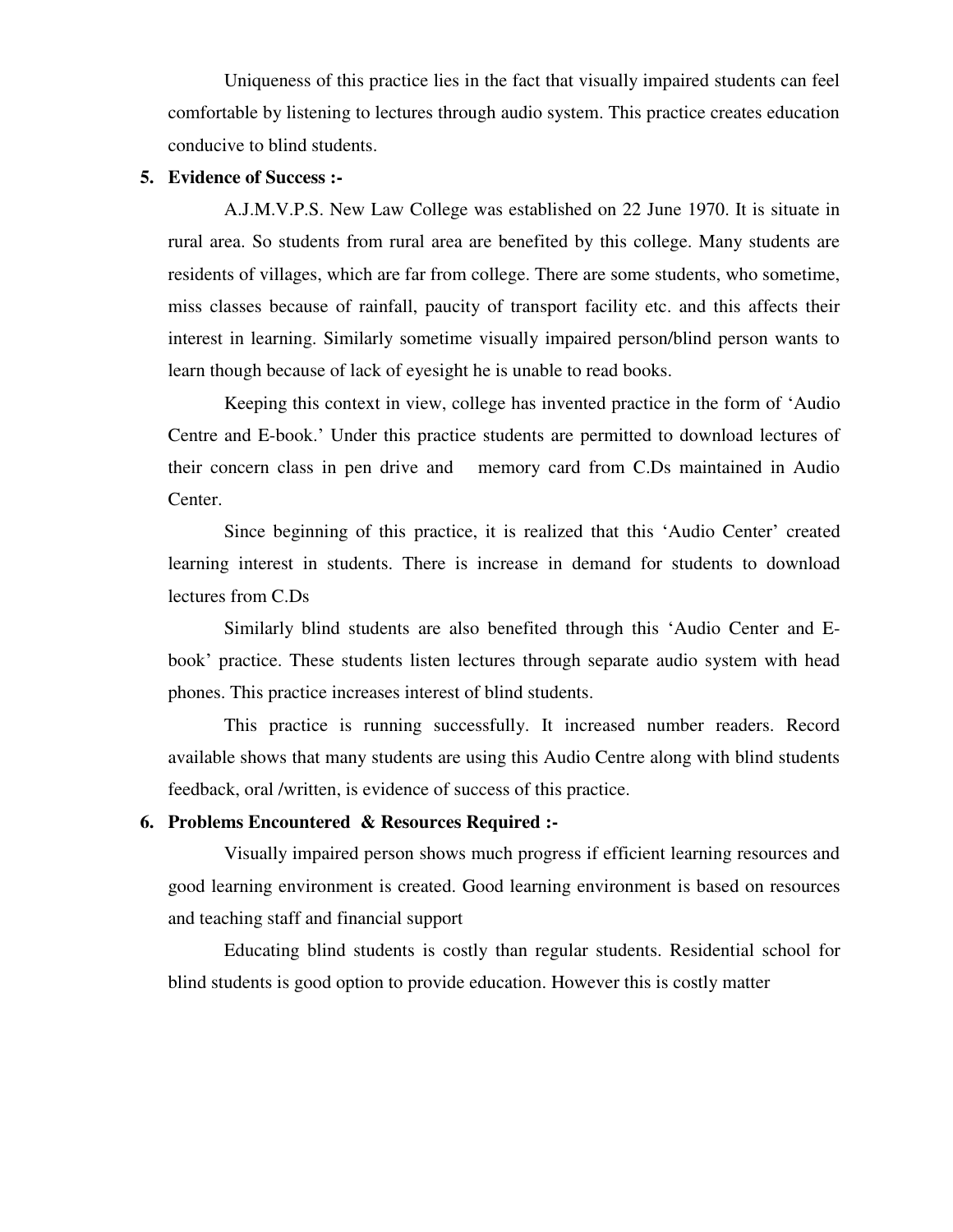Uniqueness of this practice lies in the fact that visually impaired students can feel comfortable by listening to lectures through audio system. This practice creates education conducive to blind students.

**5. Evidence of Success :-**

A.J.M.V.P.S. New Law College was established on 22 June 1970. It is situate in rural area. So students from rural area are benefited by this college. Many students are residents of villages, which are far from college. There are some students, who sometime, miss classes because of rainfall, paucity of transport facility etc. and this affects their interest in learning. Similarly sometime visually impaired person/blind person wants to learn though because of lack of eyesight he is unable to read books.

Keeping this context in view, college has invented practice in the form of 'Audio Centre and E-book.' Under this practice students are permitted to download lectures of their concern class in pen drive and memory card from C.Ds maintained in Audio Center.

Since beginning of this practice, it is realized that this 'Audio Center' created learning interest in students. There is increase in demand for students to download lectures from C.Ds

Similarly blind students are also benefited through this 'Audio Center and E-book' practice. These students listen lectures through separate audio system with head phones. This practice increases interest of blind students.

This practice is running successfully. It increased number readers. Record available shows that many students are using this Audio Centre along with blind students feedback, oral /written, is evidence of success of this practice.

**6. Problems Encountered & Resources Required :-**

Visually impaired person shows much progress if efficient learning resources and good learning environment is created. Good learning environment is based on resources and teaching staff and financial support

Educating blind students is costly than regular students. Residential school for blind students is good option to provide education. However this is costly matter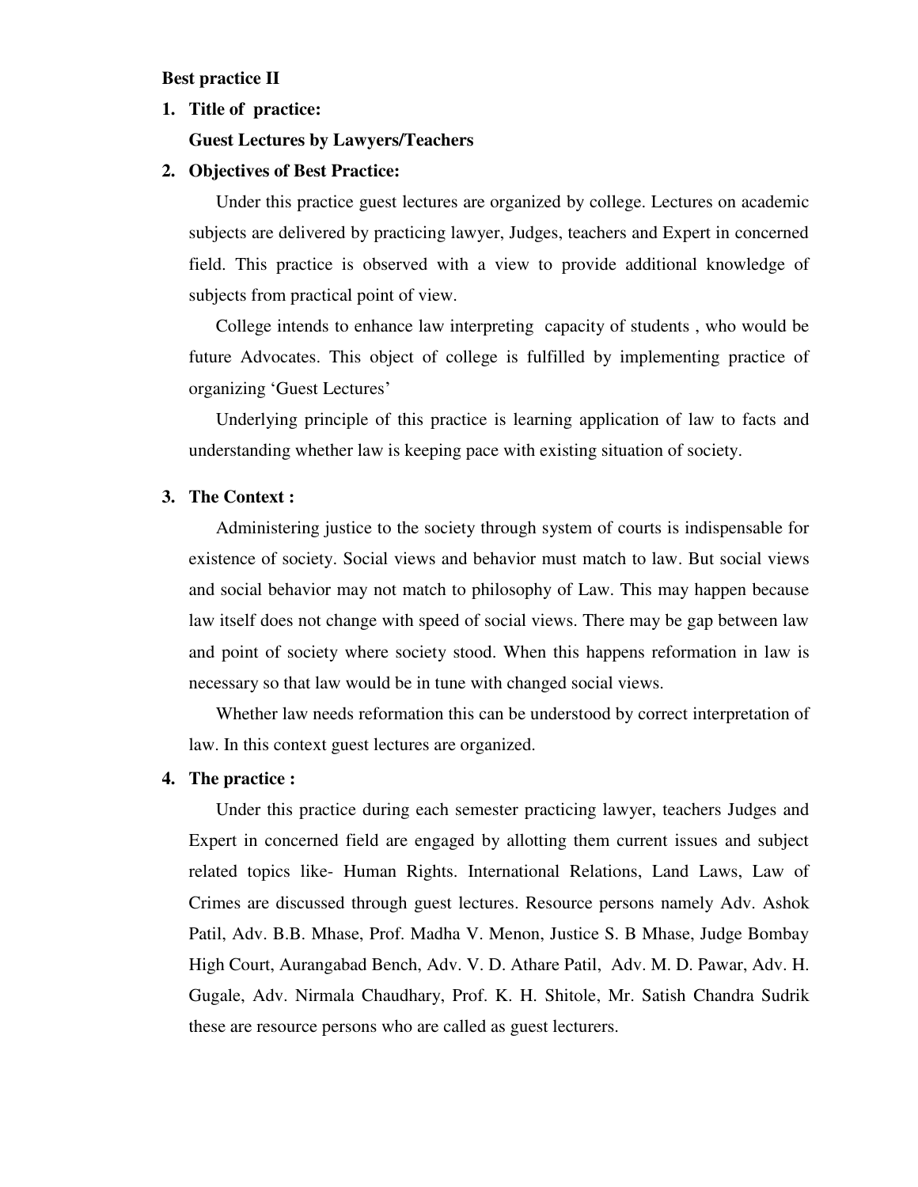**Best practice II**

1. **Title of practice:**

   **Guest Lectures by Lawyers/Teachers**

2. **Objectives of Best Practice:**

   Under this practice guest lectures are organized by college. Lectures on academic subjects are delivered by practicing lawyer, Judges, teachers and Expert in concerned field. This practice is observed with a view to provide additional knowledge of subjects from practical point of view.

   College intends to enhance law interpreting capacity of students , who would be future Advocates. This object of college is fulfilled by implementing practice of organizing 'Guest Lectures'

   Underlying principle of this practice is learning application of law to facts and understanding whether law is keeping pace with existing situation of society.

3. **The Context :**

   Administering justice to the society through system of courts is indispensable for existence of society. Social views and behavior must match to law. But social views and social behavior may not match to philosophy of Law. This may happen because law itself does not change with speed of social views. There may be gap between law and point of society where society stood. When this happens reformation in law is necessary so that law would be in tune with changed social views.

   Whether law needs reformation this can be understood by correct interpretation of law. In this context guest lectures are organized.

4. **The practice :**

   Under this practice during each semester practicing lawyer, teachers Judges and Expert in concerned field are engaged by allotting them current issues and subject related topics like- Human Rights. International Relations, Land Laws, Law of Crimes are discussed through guest lectures. Resource persons namely Adv. Ashok Patil, Adv. B.B. Mhase, Prof. Madha V. Menon, Justice S. B Mhase, Judge Bombay High Court, Aurangabad Bench, Adv. V. D. Athare Patil, Adv. M. D. Pawar, Adv. H. Gugale, Adv. Nirmala Chaudhary, Prof. K. H. Shitole, Mr. Satish Chandra Sudrik these are resource persons who are called as guest lecturers.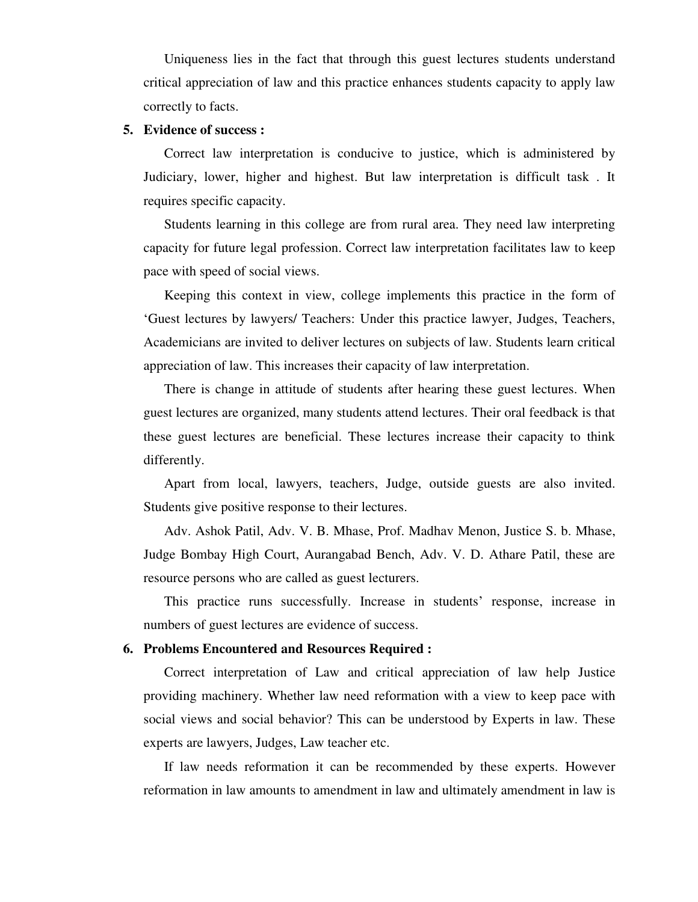Uniqueness lies in the fact that through this guest lectures students understand critical appreciation of law and this practice enhances students capacity to apply law correctly to facts.

**5. Evidence of success :**

Correct law interpretation is conducive to justice, which is administered by Judiciary, lower, higher and highest. But law interpretation is difficult task . It requires specific capacity.

Students learning in this college are from rural area. They need law interpreting capacity for future legal profession. Correct law interpretation facilitates law to keep pace with speed of social views.

Keeping this context in view, college implements this practice in the form of 'Guest lectures by lawyers/ Teachers: Under this practice lawyer, Judges, Teachers, Academicians are invited to deliver lectures on subjects of law. Students learn critical appreciation of law. This increases their capacity of law interpretation.

There is change in attitude of students after hearing these guest lectures. When guest lectures are organized, many students attend lectures. Their oral feedback is that these guest lectures are beneficial. These lectures increase their capacity to think differently.

Apart from local, lawyers, teachers, Judge, outside guests are also invited. Students give positive response to their lectures.

Adv. Ashok Patil, Adv. V. B. Mhase, Prof. Madhav Menon, Justice S. b. Mhase, Judge Bombay High Court, Aurangabad Bench, Adv. V. D. Athare Patil, these are resource persons who are called as guest lecturers.

This practice runs successfully. Increase in students' response, increase in numbers of guest lectures are evidence of success.

**6. Problems Encountered and Resources Required :**

Correct interpretation of Law and critical appreciation of law help Justice providing machinery. Whether law need reformation with a view to keep pace with social views and social behavior? This can be understood by Experts in law. These experts are lawyers, Judges, Law teacher etc.

If law needs reformation it can be recommended by these experts. However reformation in law amounts to amendment in law and ultimately amendment in law is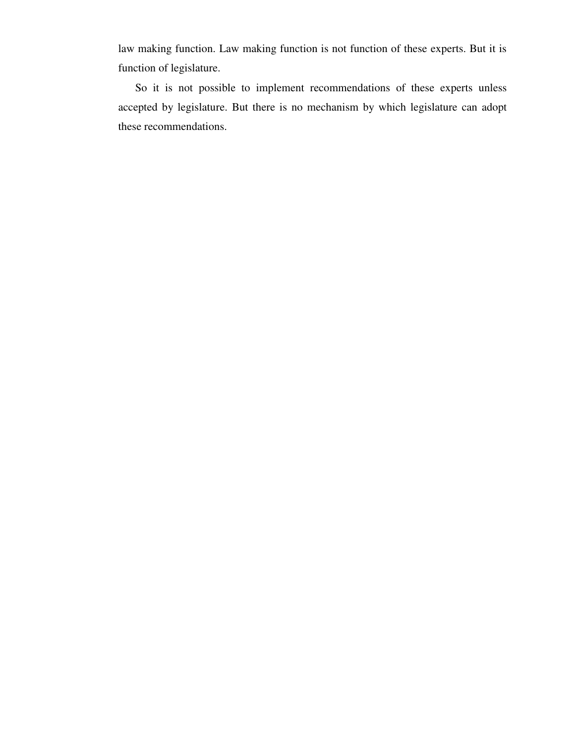law making function. Law making function is not function of these experts. But it is function of legislature.

So it is not possible to implement recommendations of these experts unless accepted by legislature. But there is no mechanism by which legislature can adopt these recommendations.